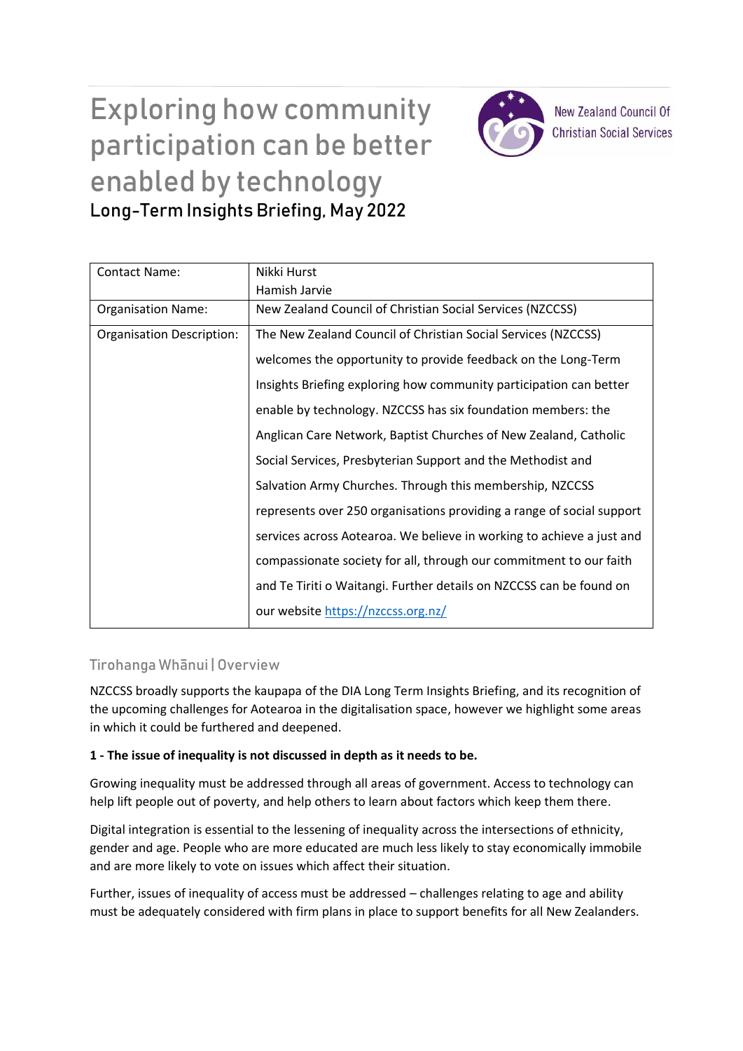# Exploring how community participation can be better enabled by technology

## Long-Term Insights Briefing, May 2022

New Zealand Council Of Christian Social Services

| Contact Name: | Nikki Hurst<br>Hamish Jarvie |
|---|---|
| Organisation Name: | New Zealand Council of Christian Social Services (NZCCSS) |
| Organisation Description: | The New Zealand Council of Christian Social Services (NZCCSS) welcomes the opportunity to provide feedback on the Long-Term Insights Briefing exploring how community participation can better enable by technology. NZCCSS has six foundation members: the Anglican Care Network, Baptist Churches of New Zealand, Catholic Social Services, Presbyterian Support and the Methodist and Salvation Army Churches. Through this membership, NZCCSS represents over 250 organisations providing a range of social support services across Aotearoa. We believe in working to achieve a just and compassionate society for all, through our commitment to our faith and Te Tiriti o Waitangi. Further details on NZCCSS can be found on our website https://nzccss.org.nz/ |

### Tirohanga Whānui | Overview

NZCCSS broadly supports the kaupapa of the DIA Long Term Insights Briefing, and its recognition of the upcoming challenges for Aotearoa in the digitalisation space, however we highlight some areas in which it could be furthered and deepened.

**1 - The issue of inequality is not discussed in depth as it needs to be.**

Growing inequality must be addressed through all areas of government. Access to technology can help lift people out of poverty, and help others to learn about factors which keep them there.

Digital integration is essential to the lessening of inequality across the intersections of ethnicity, gender and age. People who are more educated are much less likely to stay economically immobile and are more likely to vote on issues which affect their situation.

Further, issues of inequality of access must be addressed – challenges relating to age and ability must be adequately considered with firm plans in place to support benefits for all New Zealanders.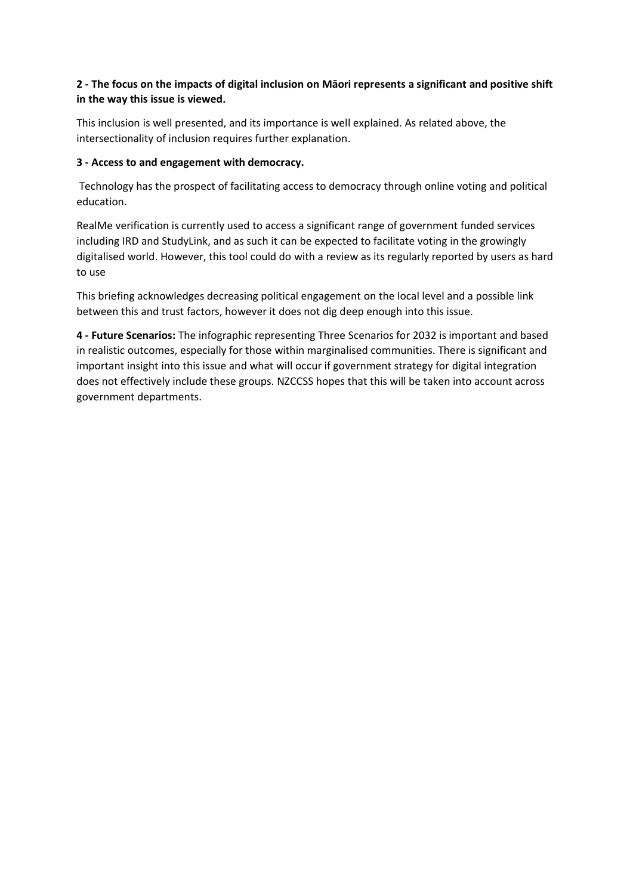**2 - The focus on the impacts of digital inclusion on Māori represents a significant and positive shift in the way this issue is viewed.**

This inclusion is well presented, and its importance is well explained. As related above, the intersectionality of inclusion requires further explanation.

**3 - Access to and engagement with democracy.**

Technology has the prospect of facilitating access to democracy through online voting and political education.

RealMe verification is currently used to access a significant range of government funded services including IRD and StudyLink, and as such it can be expected to facilitate voting in the growingly digitalised world. However, this tool could do with a review as its regularly reported by users as hard to use

This briefing acknowledges decreasing political engagement on the local level and a possible link between this and trust factors, however it does not dig deep enough into this issue.

**4 - Future Scenarios:** The infographic representing Three Scenarios for 2032 is important and based in realistic outcomes, especially for those within marginalised communities. There is significant and important insight into this issue and what will occur if government strategy for digital integration does not effectively include these groups. NZCCSS hopes that this will be taken into account across government departments.